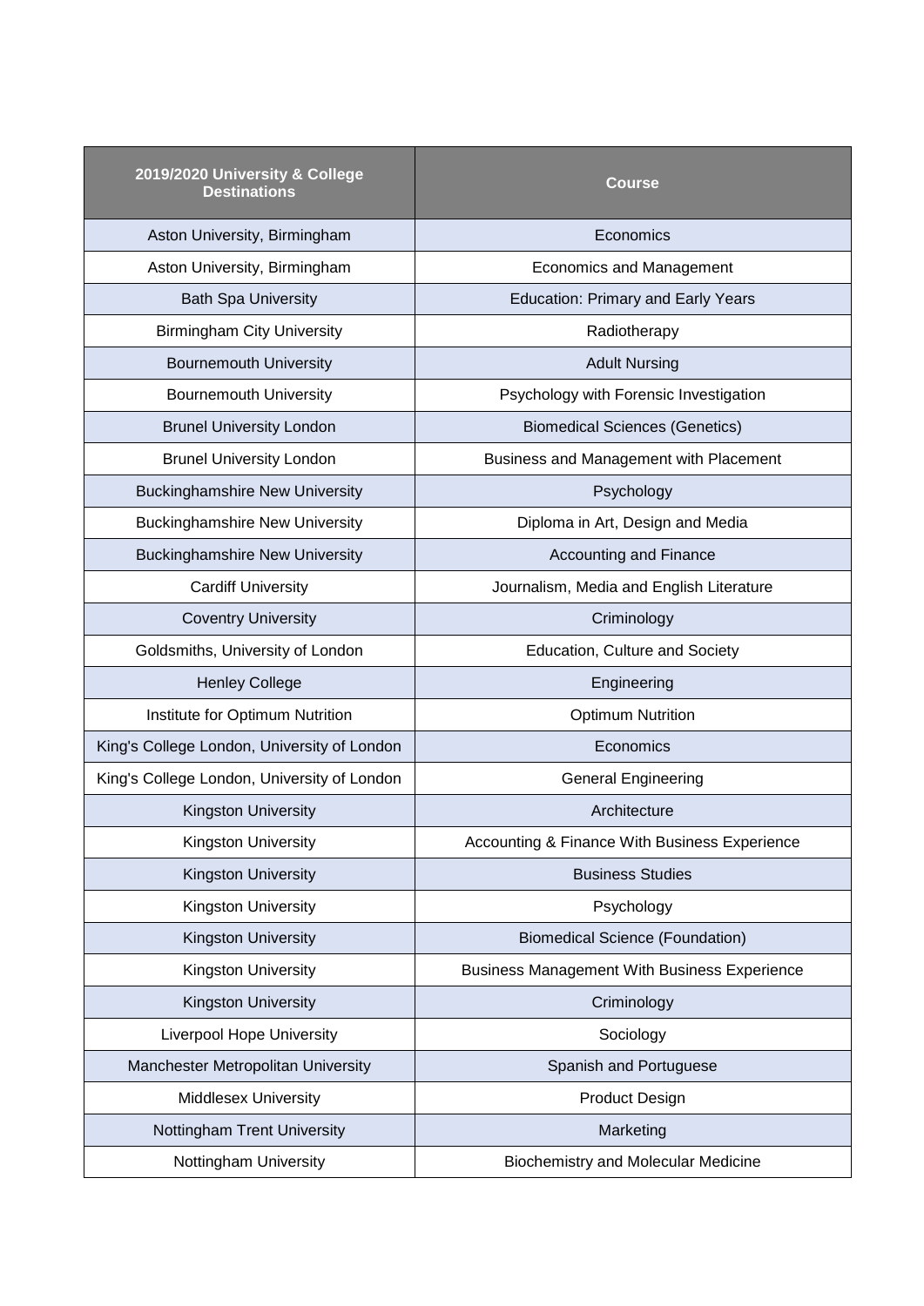| 2019/2020 University & College Destinations | Course |
|---|---|
| Aston University, Birmingham | Economics |
| Aston University, Birmingham | Economics and Management |
| Bath Spa University | Education: Primary and Early Years |
| Birmingham City University | Radiotherapy |
| Bournemouth University | Adult Nursing |
| Bournemouth University | Psychology with Forensic Investigation |
| Brunel University London | Biomedical Sciences (Genetics) |
| Brunel University London | Business and Management with Placement |
| Buckinghamshire New University | Psychology |
| Buckinghamshire New University | Diploma in Art, Design and Media |
| Buckinghamshire New University | Accounting and Finance |
| Cardiff University | Journalism, Media and English Literature |
| Coventry University | Criminology |
| Goldsmiths, University of London | Education, Culture and Society |
| Henley College | Engineering |
| Institute for Optimum Nutrition | Optimum Nutrition |
| King's College London, University of London | Economics |
| King's College London, University of London | General Engineering |
| Kingston University | Architecture |
| Kingston University | Accounting & Finance With Business Experience |
| Kingston University | Business Studies |
| Kingston University | Psychology |
| Kingston University | Biomedical Science (Foundation) |
| Kingston University | Business Management With Business Experience |
| Kingston University | Criminology |
| Liverpool Hope University | Sociology |
| Manchester Metropolitan University | Spanish and Portuguese |
| Middlesex University | Product Design |
| Nottingham Trent University | Marketing |
| Nottingham University | Biochemistry and Molecular Medicine |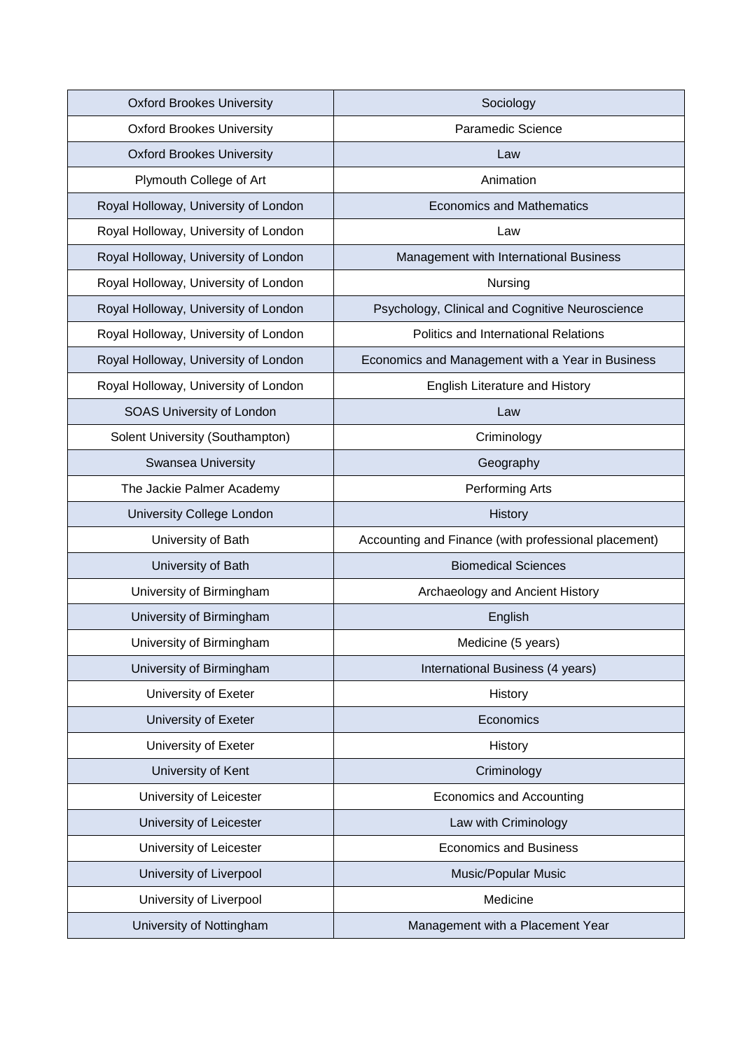| Oxford Brookes University | Sociology |
|---|---|
| Oxford Brookes University | Paramedic Science |
| Oxford Brookes University | Law |
| Plymouth College of Art | Animation |
| Royal Holloway, University of London | Economics and Mathematics |
| Royal Holloway, University of London | Law |
| Royal Holloway, University of London | Management with International Business |
| Royal Holloway, University of London | Nursing |
| Royal Holloway, University of London | Psychology, Clinical and Cognitive Neuroscience |
| Royal Holloway, University of London | Politics and International Relations |
| Royal Holloway, University of London | Economics and Management with a Year in Business |
| Royal Holloway, University of London | English Literature and History |
| SOAS University of London | Law |
| Solent University (Southampton) | Criminology |
| Swansea University | Geography |
| The Jackie Palmer Academy | Performing Arts |
| University College London | History |
| University of Bath | Accounting and Finance (with professional placement) |
| University of Bath | Biomedical Sciences |
| University of Birmingham | Archaeology and Ancient History |
| University of Birmingham | English |
| University of Birmingham | Medicine (5 years) |
| University of Birmingham | International Business (4 years) |
| University of Exeter | History |
| University of Exeter | Economics |
| University of Exeter | History |
| University of Kent | Criminology |
| University of Leicester | Economics and Accounting |
| University of Leicester | Law with Criminology |
| University of Leicester | Economics and Business |
| University of Liverpool | Music/Popular Music |
| University of Liverpool | Medicine |
| University of Nottingham | Management with a Placement Year |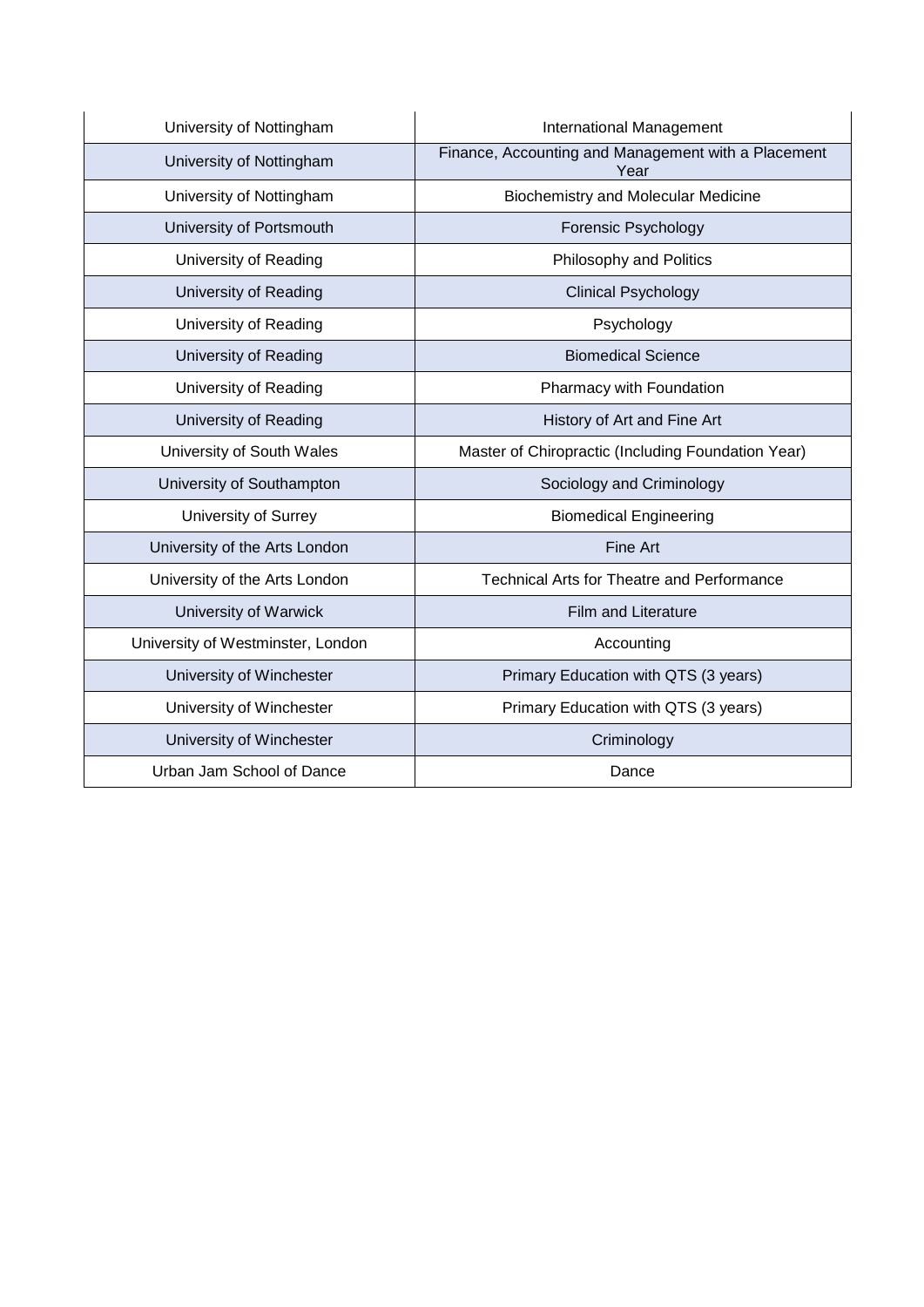| | |
|---|---|
| University of Nottingham | International Management |
| University of Nottingham | Finance, Accounting and Management with a Placement Year |
| University of Nottingham | Biochemistry and Molecular Medicine |
| University of Portsmouth | Forensic Psychology |
| University of Reading | Philosophy and Politics |
| University of Reading | Clinical Psychology |
| University of Reading | Psychology |
| University of Reading | Biomedical Science |
| University of Reading | Pharmacy with Foundation |
| University of Reading | History of Art and Fine Art |
| University of South Wales | Master of Chiropractic (Including Foundation Year) |
| University of Southampton | Sociology and Criminology |
| University of Surrey | Biomedical Engineering |
| University of the Arts London | Fine Art |
| University of the Arts London | Technical Arts for Theatre and Performance |
| University of Warwick | Film and Literature |
| University of Westminster, London | Accounting |
| University of Winchester | Primary Education with QTS (3 years) |
| University of Winchester | Primary Education with QTS (3 years) |
| University of Winchester | Criminology |
| Urban Jam School of Dance | Dance |